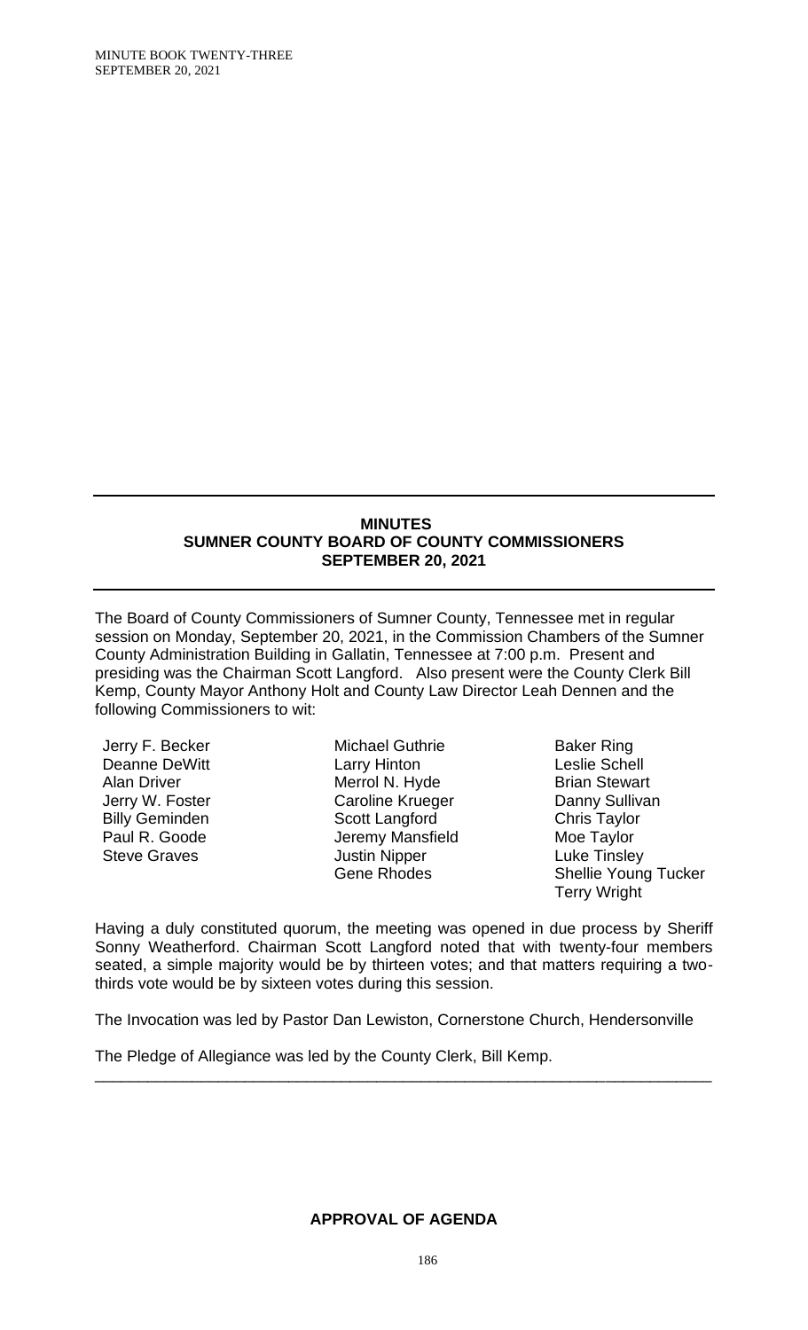**MINUTES**
**SUMNER COUNTY BOARD OF COUNTY COMMISSIONERS**
**SEPTEMBER 20, 2021**

The Board of County Commissioners of Sumner County, Tennessee met in regular session on Monday, September 20, 2021, in the Commission Chambers of the Sumner County Administration Building in Gallatin, Tennessee at 7:00 p.m. Present and presiding was the Chairman Scott Langford. Also present were the County Clerk Bill Kemp, County Mayor Anthony Holt and County Law Director Leah Dennen and the following Commissioners to wit:

Jerry F. Becker
Deanne DeWitt
Alan Driver
Jerry W. Foster
Billy Geminden
Paul R. Goode
Steve Graves
Michael Guthrie
Larry Hinton
Merrol N. Hyde
Caroline Krueger
Scott Langford
Jeremy Mansfield
Justin Nipper
Gene Rhodes
Baker Ring
Leslie Schell
Brian Stewart
Danny Sullivan
Chris Taylor
Moe Taylor
Luke Tinsley
Shellie Young Tucker
Terry Wright

Having a duly constituted quorum, the meeting was opened in due process by Sheriff Sonny Weatherford. Chairman Scott Langford noted that with twenty-four members seated, a simple majority would be by thirteen votes; and that matters requiring a two-thirds vote would be by sixteen votes during this session.

The Invocation was led by Pastor Dan Lewiston, Cornerstone Church, Hendersonville

The Pledge of Allegiance was led by the County Clerk, Bill Kemp.

---

**APPROVAL OF AGENDA**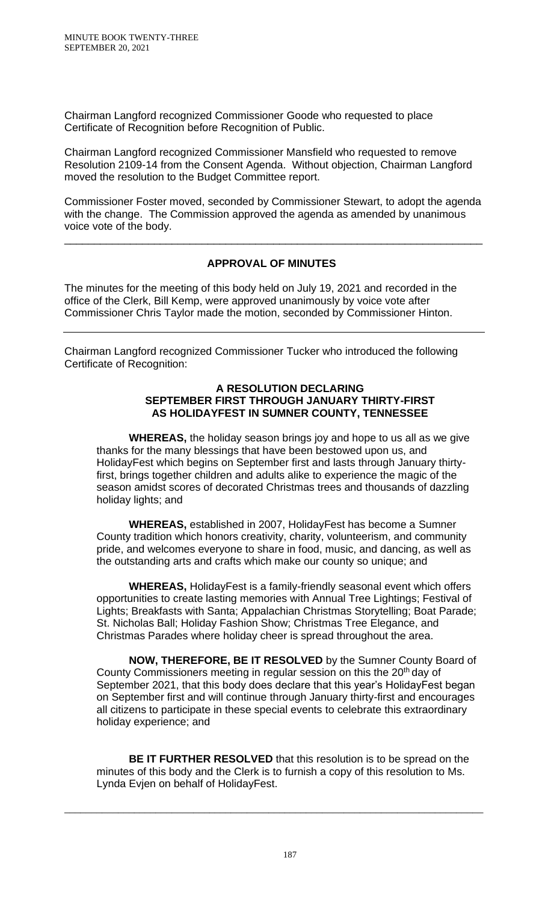Chairman Langford recognized Commissioner Goode who requested to place Certificate of Recognition before Recognition of Public.

Chairman Langford recognized Commissioner Mansfield who requested to remove Resolution 2109-14 from the Consent Agenda. Without objection, Chairman Langford moved the resolution to the Budget Committee report.

Commissioner Foster moved, seconded by Commissioner Stewart, to adopt the agenda with the change. The Commission approved the agenda as amended by unanimous voice vote of the body.

---

## APPROVAL OF MINUTES

The minutes for the meeting of this body held on July 19, 2021 and recorded in the office of the Clerk, Bill Kemp, were approved unanimously by voice vote after Commissioner Chris Taylor made the motion, seconded by Commissioner Hinton.

---

Chairman Langford recognized Commissioner Tucker who introduced the following Certificate of Recognition:

### A RESOLUTION DECLARING SEPTEMBER FIRST THROUGH JANUARY THIRTY-FIRST AS HOLIDAYFEST IN SUMNER COUNTY, TENNESSEE

**WHEREAS,** the holiday season brings joy and hope to us all as we give thanks for the many blessings that have been bestowed upon us, and HolidayFest which begins on September first and lasts through January thirty-first, brings together children and adults alike to experience the magic of the season amidst scores of decorated Christmas trees and thousands of dazzling holiday lights; and

**WHEREAS,** established in 2007, HolidayFest has become a Sumner County tradition which honors creativity, charity, volunteerism, and community pride, and welcomes everyone to share in food, music, and dancing, as well as the outstanding arts and crafts which make our county so unique; and

**WHEREAS,** HolidayFest is a family-friendly seasonal event which offers opportunities to create lasting memories with Annual Tree Lightings; Festival of Lights; Breakfasts with Santa; Appalachian Christmas Storytelling; Boat Parade; St. Nicholas Ball; Holiday Fashion Show; Christmas Tree Elegance, and Christmas Parades where holiday cheer is spread throughout the area.

**NOW, THEREFORE, BE IT RESOLVED** by the Sumner County Board of County Commissioners meeting in regular session on this the 20th day of September 2021, that this body does declare that this year's HolidayFest began on September first and will continue through January thirty-first and encourages all citizens to participate in these special events to celebrate this extraordinary holiday experience; and

**BE IT FURTHER RESOLVED** that this resolution is to be spread on the minutes of this body and the Clerk is to furnish a copy of this resolution to Ms. Lynda Evjen on behalf of HolidayFest.

---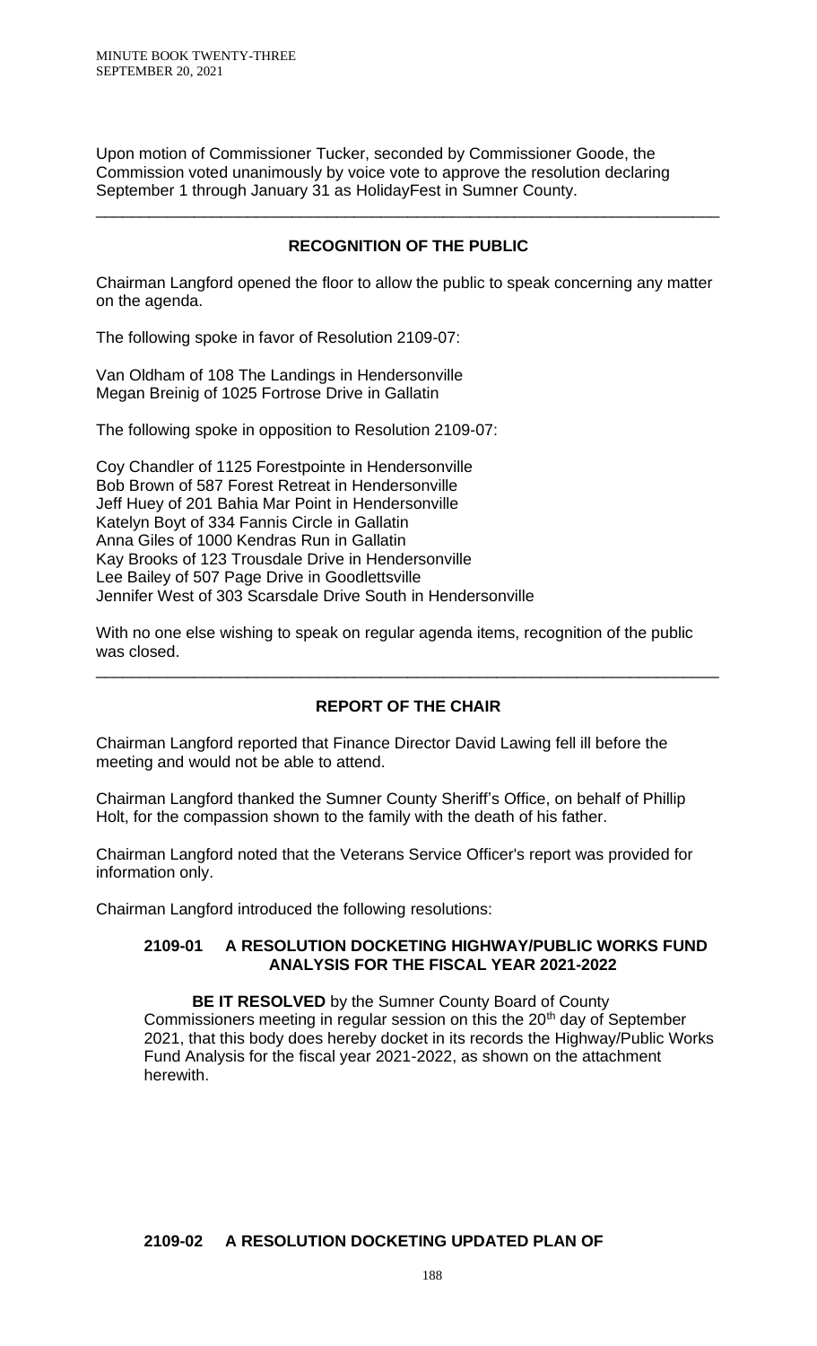Upon motion of Commissioner Tucker, seconded by Commissioner Goode, the Commission voted unanimously by voice vote to approve the resolution declaring September 1 through January 31 as HolidayFest in Sumner County.

---

## RECOGNITION OF THE PUBLIC

Chairman Langford opened the floor to allow the public to speak concerning any matter on the agenda.

The following spoke in favor of Resolution 2109-07:

Van Oldham of 108 The Landings in Hendersonville
Megan Breinig of 1025 Fortrose Drive in Gallatin

The following spoke in opposition to Resolution 2109-07:

Coy Chandler of 1125 Forestpointe in Hendersonville
Bob Brown of 587 Forest Retreat in Hendersonville
Jeff Huey of 201 Bahia Mar Point in Hendersonville
Katelyn Boyt of 334 Fannis Circle in Gallatin
Anna Giles of 1000 Kendras Run in Gallatin
Kay Brooks of 123 Trousdale Drive in Hendersonville
Lee Bailey of 507 Page Drive in Goodlettsville
Jennifer West of 303 Scarsdale Drive South in Hendersonville

With no one else wishing to speak on regular agenda items, recognition of the public was closed.

---

## REPORT OF THE CHAIR

Chairman Langford reported that Finance Director David Lawing fell ill before the meeting and would not be able to attend.

Chairman Langford thanked the Sumner County Sheriff's Office, on behalf of Phillip Holt, for the compassion shown to the family with the death of his father.

Chairman Langford noted that the Veterans Service Officer's report was provided for information only.

Chairman Langford introduced the following resolutions:

### 2109-01 A RESOLUTION DOCKETING HIGHWAY/PUBLIC WORKS FUND ANALYSIS FOR THE FISCAL YEAR 2021-2022

**BE IT RESOLVED** by the Sumner County Board of County Commissioners meeting in regular session on this the 20th day of September 2021, that this body does hereby docket in its records the Highway/Public Works Fund Analysis for the fiscal year 2021-2022, as shown on the attachment herewith.

### 2109-02 A RESOLUTION DOCKETING UPDATED PLAN OF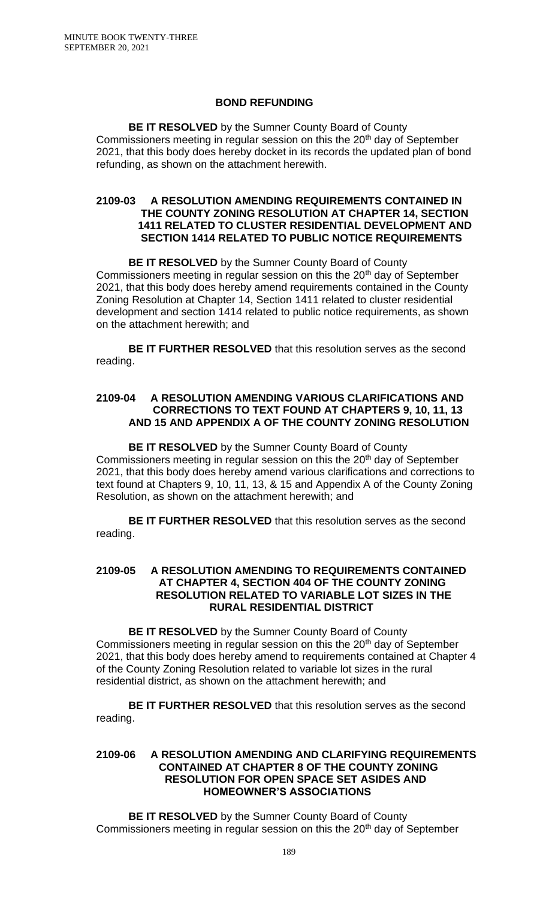## BOND REFUNDING

**BE IT RESOLVED** by the Sumner County Board of County Commissioners meeting in regular session on this the 20th day of September 2021, that this body does hereby docket in its records the updated plan of bond refunding, as shown on the attachment herewith.

## 2109-03 A RESOLUTION AMENDING REQUIREMENTS CONTAINED IN THE COUNTY ZONING RESOLUTION AT CHAPTER 14, SECTION 1411 RELATED TO CLUSTER RESIDENTIAL DEVELOPMENT AND SECTION 1414 RELATED TO PUBLIC NOTICE REQUIREMENTS

**BE IT RESOLVED** by the Sumner County Board of County Commissioners meeting in regular session on this the 20th day of September 2021, that this body does hereby amend requirements contained in the County Zoning Resolution at Chapter 14, Section 1411 related to cluster residential development and section 1414 related to public notice requirements, as shown on the attachment herewith; and

**BE IT FURTHER RESOLVED** that this resolution serves as the second reading.

## 2109-04 A RESOLUTION AMENDING VARIOUS CLARIFICATIONS AND CORRECTIONS TO TEXT FOUND AT CHAPTERS 9, 10, 11, 13 AND 15 AND APPENDIX A OF THE COUNTY ZONING RESOLUTION

**BE IT RESOLVED** by the Sumner County Board of County Commissioners meeting in regular session on this the 20th day of September 2021, that this body does hereby amend various clarifications and corrections to text found at Chapters 9, 10, 11, 13, & 15 and Appendix A of the County Zoning Resolution, as shown on the attachment herewith; and

**BE IT FURTHER RESOLVED** that this resolution serves as the second reading.

## 2109-05 A RESOLUTION AMENDING TO REQUIREMENTS CONTAINED AT CHAPTER 4, SECTION 404 OF THE COUNTY ZONING RESOLUTION RELATED TO VARIABLE LOT SIZES IN THE RURAL RESIDENTIAL DISTRICT

**BE IT RESOLVED** by the Sumner County Board of County Commissioners meeting in regular session on this the 20th day of September 2021, that this body does hereby amend to requirements contained at Chapter 4 of the County Zoning Resolution related to variable lot sizes in the rural residential district, as shown on the attachment herewith; and

**BE IT FURTHER RESOLVED** that this resolution serves as the second reading.

## 2109-06 A RESOLUTION AMENDING AND CLARIFYING REQUIREMENTS CONTAINED AT CHAPTER 8 OF THE COUNTY ZONING RESOLUTION FOR OPEN SPACE SET ASIDES AND HOMEOWNER'S ASSOCIATIONS

**BE IT RESOLVED** by the Sumner County Board of County Commissioners meeting in regular session on this the 20th day of September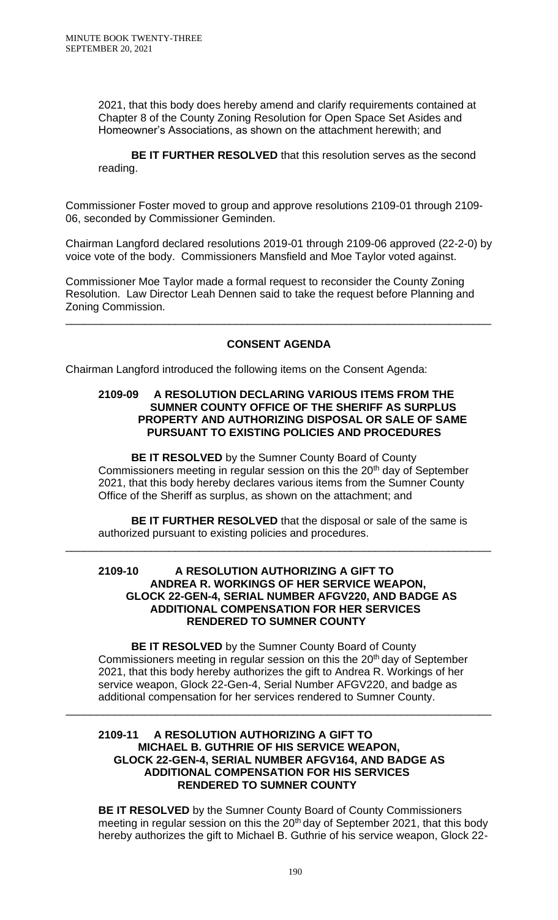2021, that this body does hereby amend and clarify requirements contained at Chapter 8 of the County Zoning Resolution for Open Space Set Asides and Homeowner's Associations, as shown on the attachment herewith; and

**BE IT FURTHER RESOLVED** that this resolution serves as the second reading.

Commissioner Foster moved to group and approve resolutions 2109-01 through 2109-06, seconded by Commissioner Geminden.

Chairman Langford declared resolutions 2019-01 through 2109-06 approved (22-2-0) by voice vote of the body. Commissioners Mansfield and Moe Taylor voted against.

Commissioner Moe Taylor made a formal request to reconsider the County Zoning Resolution. Law Director Leah Dennen said to take the request before Planning and Zoning Commission.

---

## CONSENT AGENDA

Chairman Langford introduced the following items on the Consent Agenda:

### 2109-09 A RESOLUTION DECLARING VARIOUS ITEMS FROM THE SUMNER COUNTY OFFICE OF THE SHERIFF AS SURPLUS PROPERTY AND AUTHORIZING DISPOSAL OR SALE OF SAME PURSUANT TO EXISTING POLICIES AND PROCEDURES

**BE IT RESOLVED** by the Sumner County Board of County Commissioners meeting in regular session on this the 20th day of September 2021, that this body hereby declares various items from the Sumner County Office of the Sheriff as surplus, as shown on the attachment; and

**BE IT FURTHER RESOLVED** that the disposal or sale of the same is authorized pursuant to existing policies and procedures.

---

### 2109-10 A RESOLUTION AUTHORIZING A GIFT TO ANDREA R. WORKINGS OF HER SERVICE WEAPON, GLOCK 22-GEN-4, SERIAL NUMBER AFGV220, AND BADGE AS ADDITIONAL COMPENSATION FOR HER SERVICES RENDERED TO SUMNER COUNTY

**BE IT RESOLVED** by the Sumner County Board of County Commissioners meeting in regular session on this the 20th day of September 2021, that this body hereby authorizes the gift to Andrea R. Workings of her service weapon, Glock 22-Gen-4, Serial Number AFGV220, and badge as additional compensation for her services rendered to Sumner County.

---

### 2109-11 A RESOLUTION AUTHORIZING A GIFT TO MICHAEL B. GUTHRIE OF HIS SERVICE WEAPON, GLOCK 22-GEN-4, SERIAL NUMBER AFGV164, AND BADGE AS ADDITIONAL COMPENSATION FOR HIS SERVICES RENDERED TO SUMNER COUNTY

**BE IT RESOLVED** by the Sumner County Board of County Commissioners meeting in regular session on this the 20th day of September 2021, that this body hereby authorizes the gift to Michael B. Guthrie of his service weapon, Glock 22-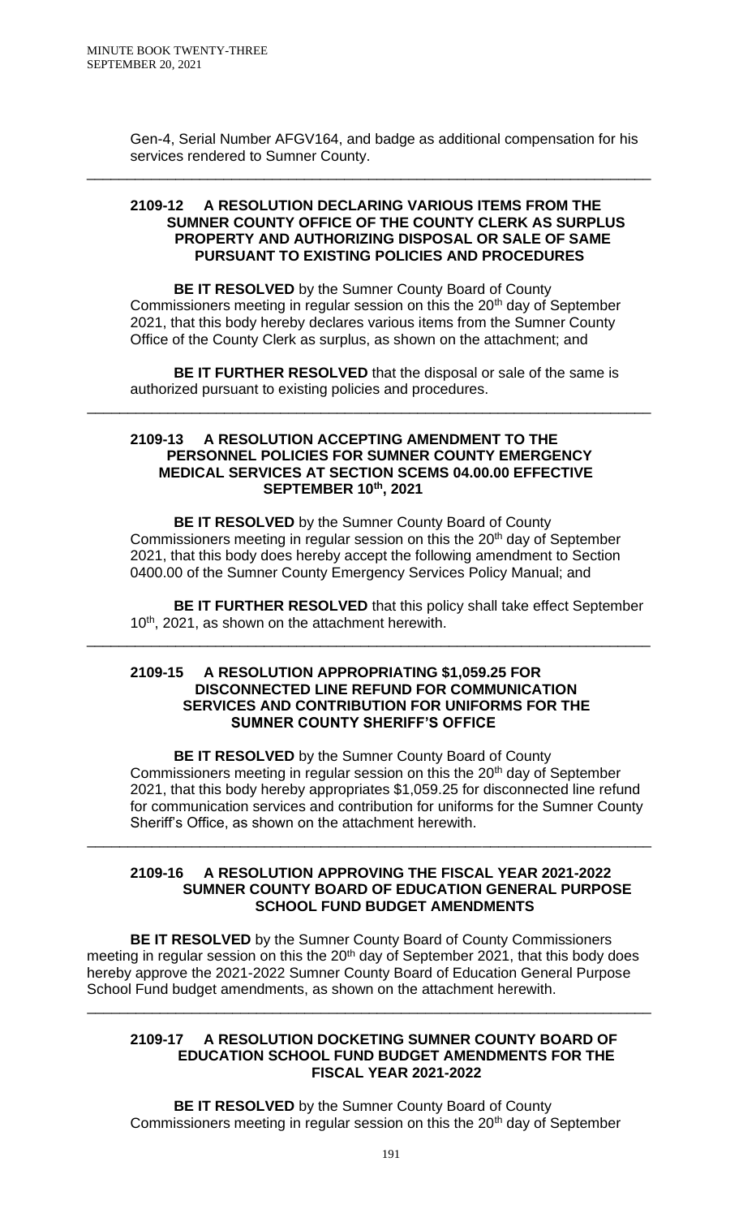Gen-4, Serial Number AFGV164, and badge as additional compensation for his services rendered to Sumner County.

---

**2109-12 A RESOLUTION DECLARING VARIOUS ITEMS FROM THE SUMNER COUNTY OFFICE OF THE COUNTY CLERK AS SURPLUS PROPERTY AND AUTHORIZING DISPOSAL OR SALE OF SAME PURSUANT TO EXISTING POLICIES AND PROCEDURES**

**BE IT RESOLVED** by the Sumner County Board of County Commissioners meeting in regular session on this the 20th day of September 2021, that this body hereby declares various items from the Sumner County Office of the County Clerk as surplus, as shown on the attachment; and

**BE IT FURTHER RESOLVED** that the disposal or sale of the same is authorized pursuant to existing policies and procedures.

---

**2109-13 A RESOLUTION ACCEPTING AMENDMENT TO THE PERSONNEL POLICIES FOR SUMNER COUNTY EMERGENCY MEDICAL SERVICES AT SECTION SCEMS 04.00.00 EFFECTIVE SEPTEMBER 10th, 2021**

**BE IT RESOLVED** by the Sumner County Board of County Commissioners meeting in regular session on this the 20th day of September 2021, that this body does hereby accept the following amendment to Section 0400.00 of the Sumner County Emergency Services Policy Manual; and

**BE IT FURTHER RESOLVED** that this policy shall take effect September 10th, 2021, as shown on the attachment herewith.

---

**2109-15 A RESOLUTION APPROPRIATING $1,059.25 FOR DISCONNECTED LINE REFUND FOR COMMUNICATION SERVICES AND CONTRIBUTION FOR UNIFORMS FOR THE SUMNER COUNTY SHERIFF'S OFFICE**

**BE IT RESOLVED** by the Sumner County Board of County Commissioners meeting in regular session on this the 20th day of September 2021, that this body hereby appropriates $1,059.25 for disconnected line refund for communication services and contribution for uniforms for the Sumner County Sheriff's Office, as shown on the attachment herewith.

---

**2109-16 A RESOLUTION APPROVING THE FISCAL YEAR 2021-2022 SUMNER COUNTY BOARD OF EDUCATION GENERAL PURPOSE SCHOOL FUND BUDGET AMENDMENTS**

**BE IT RESOLVED** by the Sumner County Board of County Commissioners meeting in regular session on this the 20th day of September 2021, that this body does hereby approve the 2021-2022 Sumner County Board of Education General Purpose School Fund budget amendments, as shown on the attachment herewith.

---

**2109-17 A RESOLUTION DOCKETING SUMNER COUNTY BOARD OF EDUCATION SCHOOL FUND BUDGET AMENDMENTS FOR THE FISCAL YEAR 2021-2022**

**BE IT RESOLVED** by the Sumner County Board of County Commissioners meeting in regular session on this the 20th day of September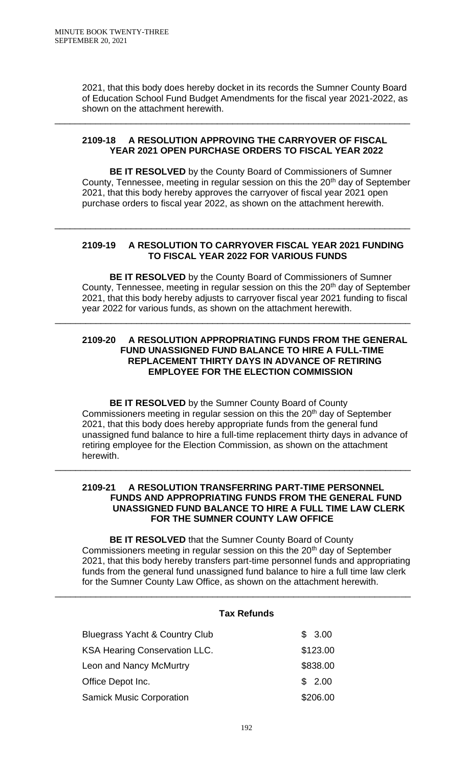2021, that this body does hereby docket in its records the Sumner County Board of Education School Fund Budget Amendments for the fiscal year 2021-2022, as shown on the attachment herewith.

---

**2109-18 A RESOLUTION APPROVING THE CARRYOVER OF FISCAL YEAR 2021 OPEN PURCHASE ORDERS TO FISCAL YEAR 2022**

**BE IT RESOLVED** by the County Board of Commissioners of Sumner County, Tennessee, meeting in regular session on this the 20th day of September 2021, that this body hereby approves the carryover of fiscal year 2021 open purchase orders to fiscal year 2022, as shown on the attachment herewith.

---

**2109-19 A RESOLUTION TO CARRYOVER FISCAL YEAR 2021 FUNDING TO FISCAL YEAR 2022 FOR VARIOUS FUNDS**

**BE IT RESOLVED** by the County Board of Commissioners of Sumner County, Tennessee, meeting in regular session on this the 20th day of September 2021, that this body hereby adjusts to carryover fiscal year 2021 funding to fiscal year 2022 for various funds, as shown on the attachment herewith.

---

**2109-20 A RESOLUTION APPROPRIATING FUNDS FROM THE GENERAL FUND UNASSIGNED FUND BALANCE TO HIRE A FULL-TIME REPLACEMENT THIRTY DAYS IN ADVANCE OF RETIRING EMPLOYEE FOR THE ELECTION COMMISSION**

**BE IT RESOLVED** by the Sumner County Board of County Commissioners meeting in regular session on this the 20th day of September 2021, that this body does hereby appropriate funds from the general fund unassigned fund balance to hire a full-time replacement thirty days in advance of retiring employee for the Election Commission, as shown on the attachment herewith.

---

**2109-21 A RESOLUTION TRANSFERRING PART-TIME PERSONNEL FUNDS AND APPROPRIATING FUNDS FROM THE GENERAL FUND UNASSIGNED FUND BALANCE TO HIRE A FULL TIME LAW CLERK FOR THE SUMNER COUNTY LAW OFFICE**

**BE IT RESOLVED** that the Sumner County Board of County Commissioners meeting in regular session on this the 20th day of September 2021, that this body hereby transfers part-time personnel funds and appropriating funds from the general fund unassigned fund balance to hire a full time law clerk for the Sumner County Law Office, as shown on the attachment herewith.

---

**Tax Refunds**

| | |
|---|---|
| Bluegrass Yacht & Country Club | $ 3.00 |
| KSA Hearing Conservation LLC. | $123.00 |
| Leon and Nancy McMurtry | $838.00 |
| Office Depot Inc. | $ 2.00 |
| Samick Music Corporation | $206.00 |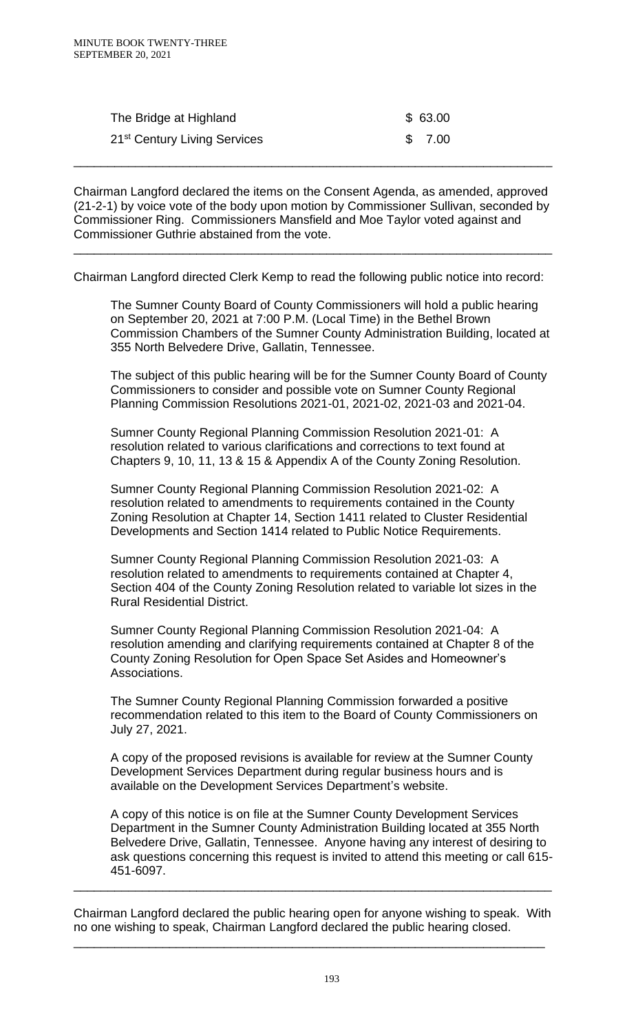| | |
|---|---|
| The Bridge at Highland | $ 63.00 |
| 21st Century Living Services | $ 7.00 |

---

Chairman Langford declared the items on the Consent Agenda, as amended, approved (21-2-1) by voice vote of the body upon motion by Commissioner Sullivan, seconded by Commissioner Ring. Commissioners Mansfield and Moe Taylor voted against and Commissioner Guthrie abstained from the vote.

---

Chairman Langford directed Clerk Kemp to read the following public notice into record:

> The Sumner County Board of County Commissioners will hold a public hearing on September 20, 2021 at 7:00 P.M. (Local Time) in the Bethel Brown Commission Chambers of the Sumner County Administration Building, located at 355 North Belvedere Drive, Gallatin, Tennessee.
>
> The subject of this public hearing will be for the Sumner County Board of County Commissioners to consider and possible vote on Sumner County Regional Planning Commission Resolutions 2021-01, 2021-02, 2021-03 and 2021-04.
>
> Sumner County Regional Planning Commission Resolution 2021-01: A resolution related to various clarifications and corrections to text found at Chapters 9, 10, 11, 13 & 15 & Appendix A of the County Zoning Resolution.
>
> Sumner County Regional Planning Commission Resolution 2021-02: A resolution related to amendments to requirements contained in the County Zoning Resolution at Chapter 14, Section 1411 related to Cluster Residential Developments and Section 1414 related to Public Notice Requirements.
>
> Sumner County Regional Planning Commission Resolution 2021-03: A resolution related to amendments to requirements contained at Chapter 4, Section 404 of the County Zoning Resolution related to variable lot sizes in the Rural Residential District.
>
> Sumner County Regional Planning Commission Resolution 2021-04: A resolution amending and clarifying requirements contained at Chapter 8 of the County Zoning Resolution for Open Space Set Asides and Homeowner's Associations.
>
> The Sumner County Regional Planning Commission forwarded a positive recommendation related to this item to the Board of County Commissioners on July 27, 2021.
>
> A copy of the proposed revisions is available for review at the Sumner County Development Services Department during regular business hours and is available on the Development Services Department's website.
>
> A copy of this notice is on file at the Sumner County Development Services Department in the Sumner County Administration Building located at 355 North Belvedere Drive, Gallatin, Tennessee. Anyone having any interest of desiring to ask questions concerning this request is invited to attend this meeting or call 615-451-6097.

---

Chairman Langford declared the public hearing open for anyone wishing to speak. With no one wishing to speak, Chairman Langford declared the public hearing closed.

---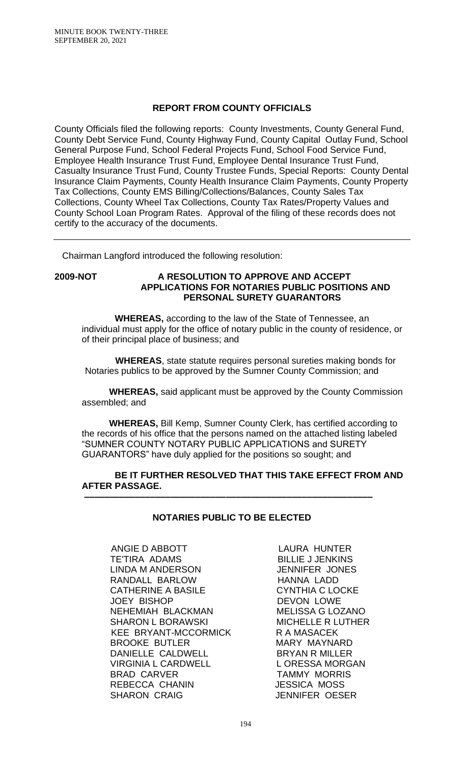## REPORT FROM COUNTY OFFICIALS

County Officials filed the following reports: County Investments, County General Fund, County Debt Service Fund, County Highway Fund, County Capital Outlay Fund, School General Purpose Fund, School Federal Projects Fund, School Food Service Fund, Employee Health Insurance Trust Fund, Employee Dental Insurance Trust Fund, Casualty Insurance Trust Fund, County Trustee Funds, Special Reports: County Dental Insurance Claim Payments, County Health Insurance Claim Payments, County Property Tax Collections, County EMS Billing/Collections/Balances, County Sales Tax Collections, County Wheel Tax Collections, County Tax Rates/Property Values and County School Loan Program Rates. Approval of the filing of these records does not certify to the accuracy of the documents.

---

Chairman Langford introduced the following resolution:

**2009-NOT A RESOLUTION TO APPROVE AND ACCEPT APPLICATIONS FOR NOTARIES PUBLIC POSITIONS AND PERSONAL SURETY GUARANTORS**

**WHEREAS,** according to the law of the State of Tennessee, an individual must apply for the office of notary public in the county of residence, or of their principal place of business; and

**WHEREAS**, state statute requires personal sureties making bonds for Notaries publics to be approved by the Sumner County Commission; and

**WHEREAS,** said applicant must be approved by the County Commission assembled; and

**WHEREAS,** Bill Kemp, Sumner County Clerk, has certified according to the records of his office that the persons named on the attached listing labeled "SUMNER COUNTY NOTARY PUBLIC APPLICATIONS and SURETY GUARANTORS" have duly applied for the positions so sought; and

**BE IT FURTHER RESOLVED THAT THIS TAKE EFFECT FROM AND AFTER PASSAGE.**

---

### NOTARIES PUBLIC TO BE ELECTED

ANGIE D ABBOTT
TE'TIRA ADAMS
LINDA M ANDERSON
RANDALL BARLOW
CATHERINE A BASILE
JOEY BISHOP
NEHEMIAH BLACKMAN
SHARON L BORAWSKI
KEE BRYANT-MCCORMICK
BROOKE BUTLER
DANIELLE CALDWELL
VIRGINIA L CARDWELL
BRAD CARVER
REBECCA CHANIN
SHARON CRAIG
LAURA HUNTER
BILLIE J JENKINS
JENNIFER JONES
HANNA LADD
CYNTHIA C LOCKE
DEVON LOWE
MELISSA G LOZANO
MICHELLE R LUTHER
R A MASACEK
MARY MAYNARD
BRYAN R MILLER
L ORESSA MORGAN
TAMMY MORRIS
JESSICA MOSS
JENNIFER OESER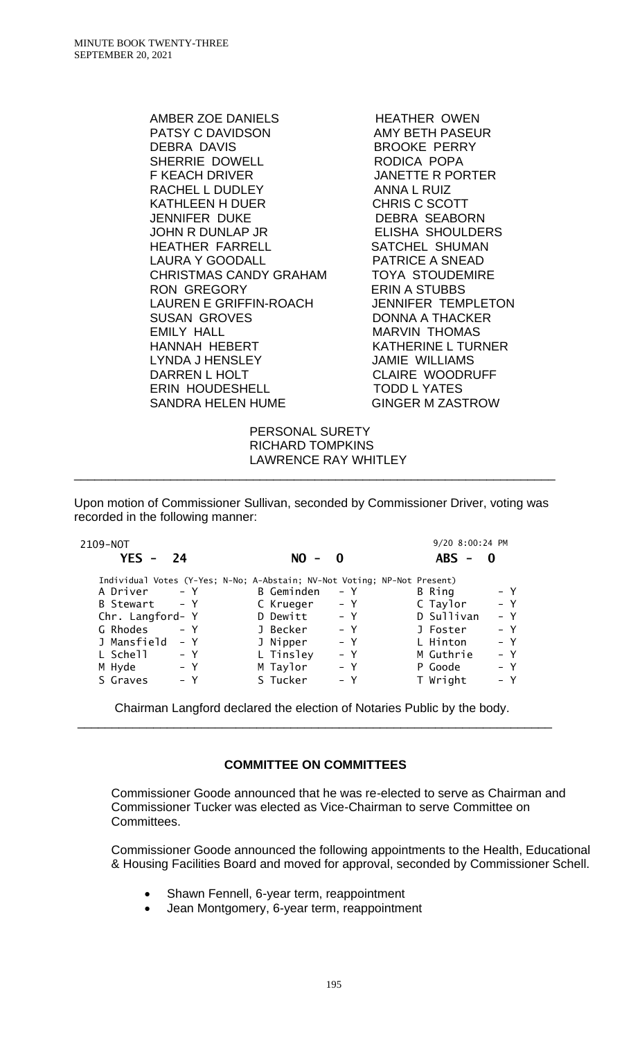| | |
|---|---|
| AMBER ZOE DANIELS | HEATHER OWEN |
| PATSY C DAVIDSON | AMY BETH PASEUR |
| DEBRA DAVIS | BROOKE PERRY |
| SHERRIE DOWELL | RODICA POPA |
| F KEACH DRIVER | JANETTE R PORTER |
| RACHEL L DUDLEY | ANNA L RUIZ |
| KATHLEEN H DUER | CHRIS C SCOTT |
| JENNIFER DUKE | DEBRA SEABORN |
| JOHN R DUNLAP JR | ELISHA SHOULDERS |
| HEATHER FARRELL | SATCHEL SHUMAN |
| LAURA Y GOODALL | PATRICE A SNEAD |
| CHRISTMAS CANDY GRAHAM | TOYA STOUDEMIRE |
| RON GREGORY | ERIN A STUBBS |
| LAUREN E GRIFFIN-ROACH | JENNIFER TEMPLETON |
| SUSAN GROVES | DONNA A THACKER |
| EMILY HALL | MARVIN THOMAS |
| HANNAH HEBERT | KATHERINE L TURNER |
| LYNDA J HENSLEY | JAMIE WILLIAMS |
| DARREN L HOLT | CLAIRE WOODRUFF |
| ERIN HOUDESHELL | TODD L YATES |
| SANDRA HELEN HUME | GINGER M ZASTROW |

PERSONAL SURETY
RICHARD TOMPKINS
LAWRENCE RAY WHITLEY

---

Upon motion of Commissioner Sullivan, seconded by Commissioner Driver, voting was recorded in the following manner:

```
2109-NOT                                                    9/20 8:00:24 PM
   YES -  24                   NO -  0                      ABS -  0

 Individual Votes (Y-Yes; N-No; A-Abstain; NV-Not Voting; NP-Not Present)
 A Driver      - Y         B Geminden    - Y         B Ring        - Y
 B Stewart     - Y         C Krueger     - Y         C Taylor      - Y
 Chr. Langford- Y          D Dewitt      - Y         D Sullivan    - Y
 G Rhodes      - Y         J Becker      - Y         J Foster      - Y
 J Mansfield   - Y         J Nipper      - Y         L Hinton      - Y
 L Schell      - Y         L Tinsley     - Y         M Guthrie     - Y
 M Hyde        - Y         M Taylor      - Y         P Goode       - Y
 S Graves      - Y         S Tucker      - Y         T Wright      - Y
```

Chairman Langford declared the election of Notaries Public by the body.

---

## COMMITTEE ON COMMITTEES

Commissioner Goode announced that he was re-elected to serve as Chairman and Commissioner Tucker was elected as Vice-Chairman to serve Committee on Committees.

Commissioner Goode announced the following appointments to the Health, Educational & Housing Facilities Board and moved for approval, seconded by Commissioner Schell.

- Shawn Fennell, 6-year term, reappointment
- Jean Montgomery, 6-year term, reappointment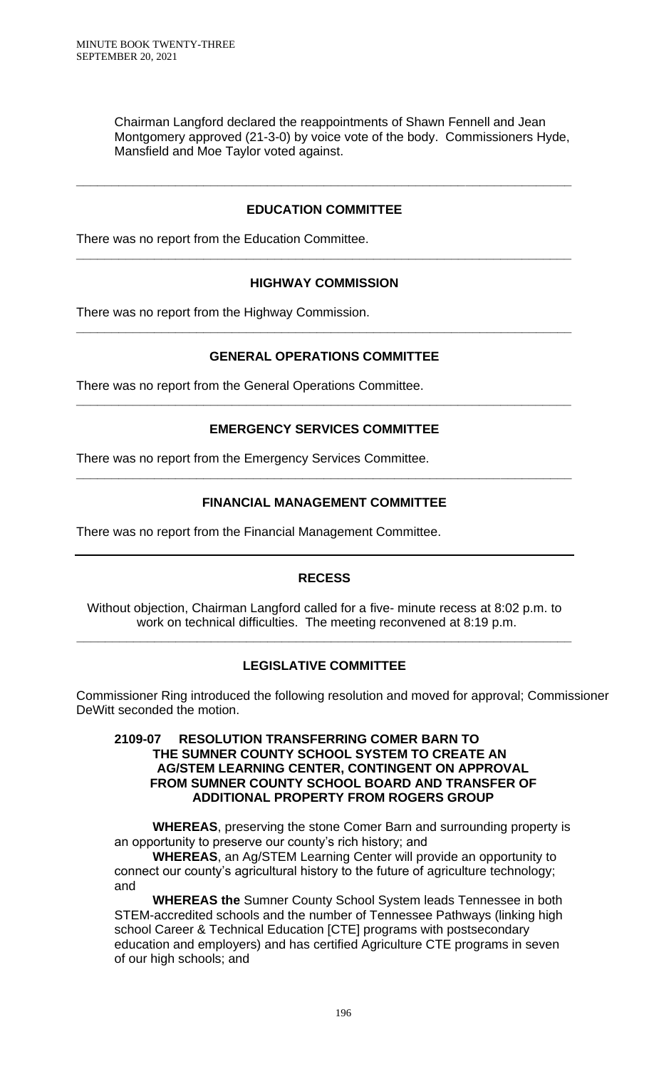Chairman Langford declared the reappointments of Shawn Fennell and Jean Montgomery approved (21-3-0) by voice vote of the body. Commissioners Hyde, Mansfield and Moe Taylor voted against.

---

## EDUCATION COMMITTEE

There was no report from the Education Committee.

---

## HIGHWAY COMMISSION

There was no report from the Highway Commission.

---

## GENERAL OPERATIONS COMMITTEE

There was no report from the General Operations Committee.

---

## EMERGENCY SERVICES COMMITTEE

There was no report from the Emergency Services Committee.

---

## FINANCIAL MANAGEMENT COMMITTEE

There was no report from the Financial Management Committee.

---

## RECESS

Without objection, Chairman Langford called for a five- minute recess at 8:02 p.m. to work on technical difficulties. The meeting reconvened at 8:19 p.m.

---

## LEGISLATIVE COMMITTEE

Commissioner Ring introduced the following resolution and moved for approval; Commissioner DeWitt seconded the motion.

**2109-07 RESOLUTION TRANSFERRING COMER BARN TO THE SUMNER COUNTY SCHOOL SYSTEM TO CREATE AN AG/STEM LEARNING CENTER, CONTINGENT ON APPROVAL FROM SUMNER COUNTY SCHOOL BOARD AND TRANSFER OF ADDITIONAL PROPERTY FROM ROGERS GROUP**

**WHEREAS**, preserving the stone Comer Barn and surrounding property is an opportunity to preserve our county's rich history; and

**WHEREAS**, an Ag/STEM Learning Center will provide an opportunity to connect our county's agricultural history to the future of agriculture technology; and

**WHEREAS the** Sumner County School System leads Tennessee in both STEM-accredited schools and the number of Tennessee Pathways (linking high school Career & Technical Education [CTE] programs with postsecondary education and employers) and has certified Agriculture CTE programs in seven of our high schools; and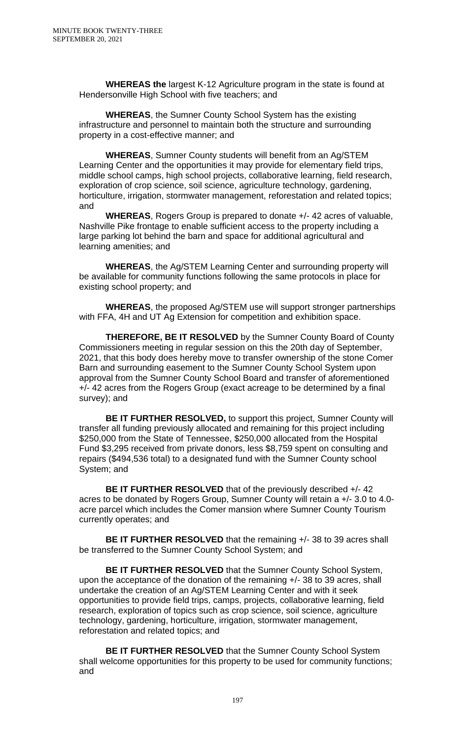**WHEREAS the** largest K-12 Agriculture program in the state is found at Hendersonville High School with five teachers; and

**WHEREAS**, the Sumner County School System has the existing infrastructure and personnel to maintain both the structure and surrounding property in a cost-effective manner; and

**WHEREAS**, Sumner County students will benefit from an Ag/STEM Learning Center and the opportunities it may provide for elementary field trips, middle school camps, high school projects, collaborative learning, field research, exploration of crop science, soil science, agriculture technology, gardening, horticulture, irrigation, stormwater management, reforestation and related topics; and

**WHEREAS**, Rogers Group is prepared to donate +/- 42 acres of valuable, Nashville Pike frontage to enable sufficient access to the property including a large parking lot behind the barn and space for additional agricultural and learning amenities; and

**WHEREAS**, the Ag/STEM Learning Center and surrounding property will be available for community functions following the same protocols in place for existing school property; and

**WHEREAS**, the proposed Ag/STEM use will support stronger partnerships with FFA, 4H and UT Ag Extension for competition and exhibition space.

**THEREFORE, BE IT RESOLVED** by the Sumner County Board of County Commissioners meeting in regular session on this the 20th day of September, 2021, that this body does hereby move to transfer ownership of the stone Comer Barn and surrounding easement to the Sumner County School System upon approval from the Sumner County School Board and transfer of aforementioned +/- 42 acres from the Rogers Group (exact acreage to be determined by a final survey); and

**BE IT FURTHER RESOLVED,** to support this project, Sumner County will transfer all funding previously allocated and remaining for this project including $250,000 from the State of Tennessee, $250,000 allocated from the Hospital Fund $3,295 received from private donors, less $8,759 spent on consulting and repairs ($494,536 total) to a designated fund with the Sumner County school System; and

**BE IT FURTHER RESOLVED** that of the previously described +/- 42 acres to be donated by Rogers Group, Sumner County will retain a +/- 3.0 to 4.0-acre parcel which includes the Comer mansion where Sumner County Tourism currently operates; and

**BE IT FURTHER RESOLVED** that the remaining +/- 38 to 39 acres shall be transferred to the Sumner County School System; and

**BE IT FURTHER RESOLVED** that the Sumner County School System, upon the acceptance of the donation of the remaining +/- 38 to 39 acres, shall undertake the creation of an Ag/STEM Learning Center and with it seek opportunities to provide field trips, camps, projects, collaborative learning, field research, exploration of topics such as crop science, soil science, agriculture technology, gardening, horticulture, irrigation, stormwater management, reforestation and related topics; and

**BE IT FURTHER RESOLVED** that the Sumner County School System shall welcome opportunities for this property to be used for community functions; and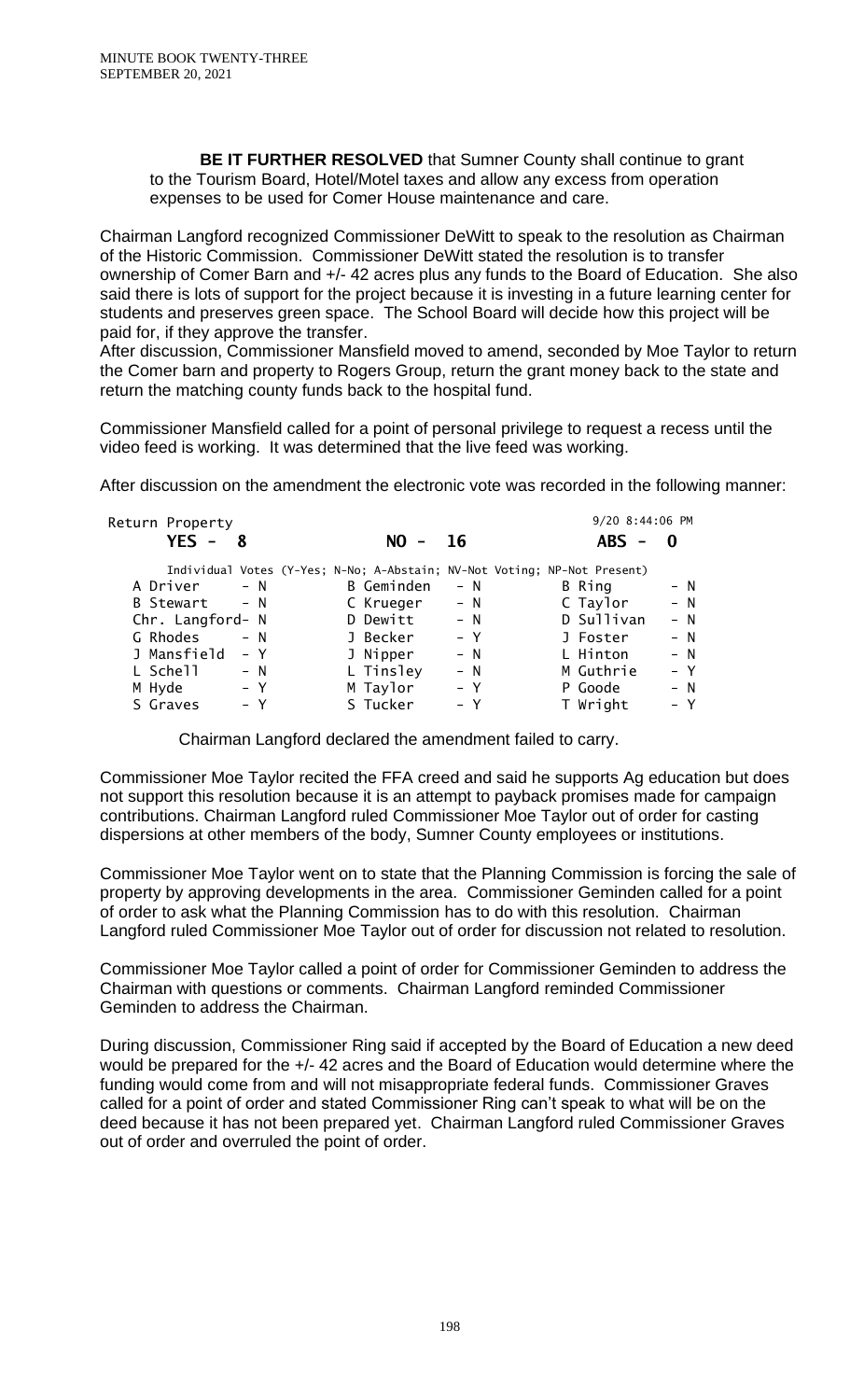**BE IT FURTHER RESOLVED** that Sumner County shall continue to grant to the Tourism Board, Hotel/Motel taxes and allow any excess from operation expenses to be used for Comer House maintenance and care.

Chairman Langford recognized Commissioner DeWitt to speak to the resolution as Chairman of the Historic Commission. Commissioner DeWitt stated the resolution is to transfer ownership of Comer Barn and +/- 42 acres plus any funds to the Board of Education. She also said there is lots of support for the project because it is investing in a future learning center for students and preserves green space. The School Board will decide how this project will be paid for, if they approve the transfer.

After discussion, Commissioner Mansfield moved to amend, seconded by Moe Taylor to return the Comer barn and property to Rogers Group, return the grant money back to the state and return the matching county funds back to the hospital fund.

Commissioner Mansfield called for a point of personal privilege to request a recess until the video feed is working. It was determined that the live feed was working.

After discussion on the amendment the electronic vote was recorded in the following manner:

Return Property — 9/20 8:44:06 PM

**YES - 8** **NO - 16** **ABS - 0**

Individual Votes (Y-Yes; N-No; A-Abstain; NV-Not Voting; NP-Not Present)

| | | | | | |
|---|---|---|---|---|---|
| A Driver | - N | B Geminden | - N | B Ring | - N |
| B Stewart | - N | C Krueger | - N | C Taylor | - N |
| Chr. Langford | - N | D Dewitt | - N | D Sullivan | - N |
| G Rhodes | - N | J Becker | - Y | J Foster | - N |
| J Mansfield | - Y | J Nipper | - N | L Hinton | - N |
| L Schell | - N | L Tinsley | - N | M Guthrie | - Y |
| M Hyde | - Y | M Taylor | - Y | P Goode | - N |
| S Graves | - Y | S Tucker | - Y | T Wright | - Y |

Chairman Langford declared the amendment failed to carry.

Commissioner Moe Taylor recited the FFA creed and said he supports Ag education but does not support this resolution because it is an attempt to payback promises made for campaign contributions. Chairman Langford ruled Commissioner Moe Taylor out of order for casting dispersions at other members of the body, Sumner County employees or institutions.

Commissioner Moe Taylor went on to state that the Planning Commission is forcing the sale of property by approving developments in the area. Commissioner Geminden called for a point of order to ask what the Planning Commission has to do with this resolution. Chairman Langford ruled Commissioner Moe Taylor out of order for discussion not related to resolution.

Commissioner Moe Taylor called a point of order for Commissioner Geminden to address the Chairman with questions or comments. Chairman Langford reminded Commissioner Geminden to address the Chairman.

During discussion, Commissioner Ring said if accepted by the Board of Education a new deed would be prepared for the +/- 42 acres and the Board of Education would determine where the funding would come from and will not misappropriate federal funds. Commissioner Graves called for a point of order and stated Commissioner Ring can't speak to what will be on the deed because it has not been prepared yet. Chairman Langford ruled Commissioner Graves out of order and overruled the point of order.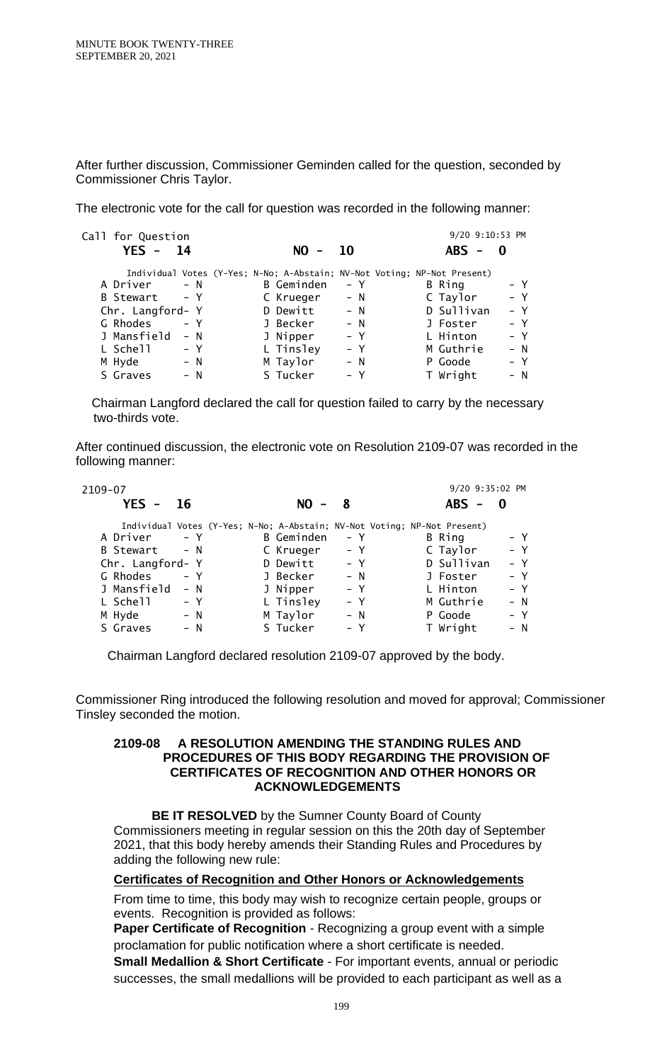After further discussion, Commissioner Geminden called for the question, seconded by Commissioner Chris Taylor.

The electronic vote for the call for question was recorded in the following manner:

```
Call for Question                                              9/20 9:10:53 PM
   YES -  14                  NO -  10                     ABS -  0

     Individual Votes (Y-Yes; N-No; A-Abstain; NV-Not Voting; NP-Not Present)
   A Driver      - N          B Geminden    - Y            B Ring        - Y
   B Stewart     - Y          C Krueger     - N            C Taylor      - Y
   Chr. Langford- Y           D Dewitt      - N            D Sullivan    - Y
   G Rhodes      - Y          J Becker      - N            J Foster      - Y
   J Mansfield   - N          J Nipper      - Y            L Hinton      - Y
   L Schell      - Y          L Tinsley     - Y            M Guthrie     - N
   M Hyde        - N          M Taylor      - N            P Goode       - Y
   S Graves      - N          S Tucker      - Y            T Wright      - N
```

Chairman Langford declared the call for question failed to carry by the necessary two-thirds vote.

After continued discussion, the electronic vote on Resolution 2109-07 was recorded in the following manner:

```
2109-07                                                        9/20 9:35:02 PM
   YES -  16                  NO -  8                      ABS -  0

     Individual Votes (Y-Yes; N-No; A-Abstain; NV-Not Voting; NP-Not Present)
   A Driver      - Y          B Geminden    - Y            B Ring        - Y
   B Stewart     - N          C Krueger     - Y            C Taylor      - Y
   Chr. Langford- Y           D Dewitt      - Y            D Sullivan    - Y
   G Rhodes      - Y          J Becker      - N            J Foster      - Y
   J Mansfield   - N          J Nipper      - Y            L Hinton      - Y
   L Schell      - Y          L Tinsley     - Y            M Guthrie     - N
   M Hyde        - N          M Taylor      - N            P Goode       - Y
   S Graves      - N          S Tucker      - Y            T Wright      - N
```

Chairman Langford declared resolution 2109-07 approved by the body.

Commissioner Ring introduced the following resolution and moved for approval; Commissioner Tinsley seconded the motion.

**2109-08 A RESOLUTION AMENDING THE STANDING RULES AND PROCEDURES OF THIS BODY REGARDING THE PROVISION OF CERTIFICATES OF RECOGNITION AND OTHER HONORS OR ACKNOWLEDGEMENTS**

**BE IT RESOLVED** by the Sumner County Board of County Commissioners meeting in regular session on this the 20th day of September 2021, that this body hereby amends their Standing Rules and Procedures by adding the following new rule:

**Certificates of Recognition and Other Honors or Acknowledgements**

From time to time, this body may wish to recognize certain people, groups or events. Recognition is provided as follows:

**Paper Certificate of Recognition** - Recognizing a group event with a simple proclamation for public notification where a short certificate is needed.

**Small Medallion & Short Certificate** - For important events, annual or periodic successes, the small medallions will be provided to each participant as well as a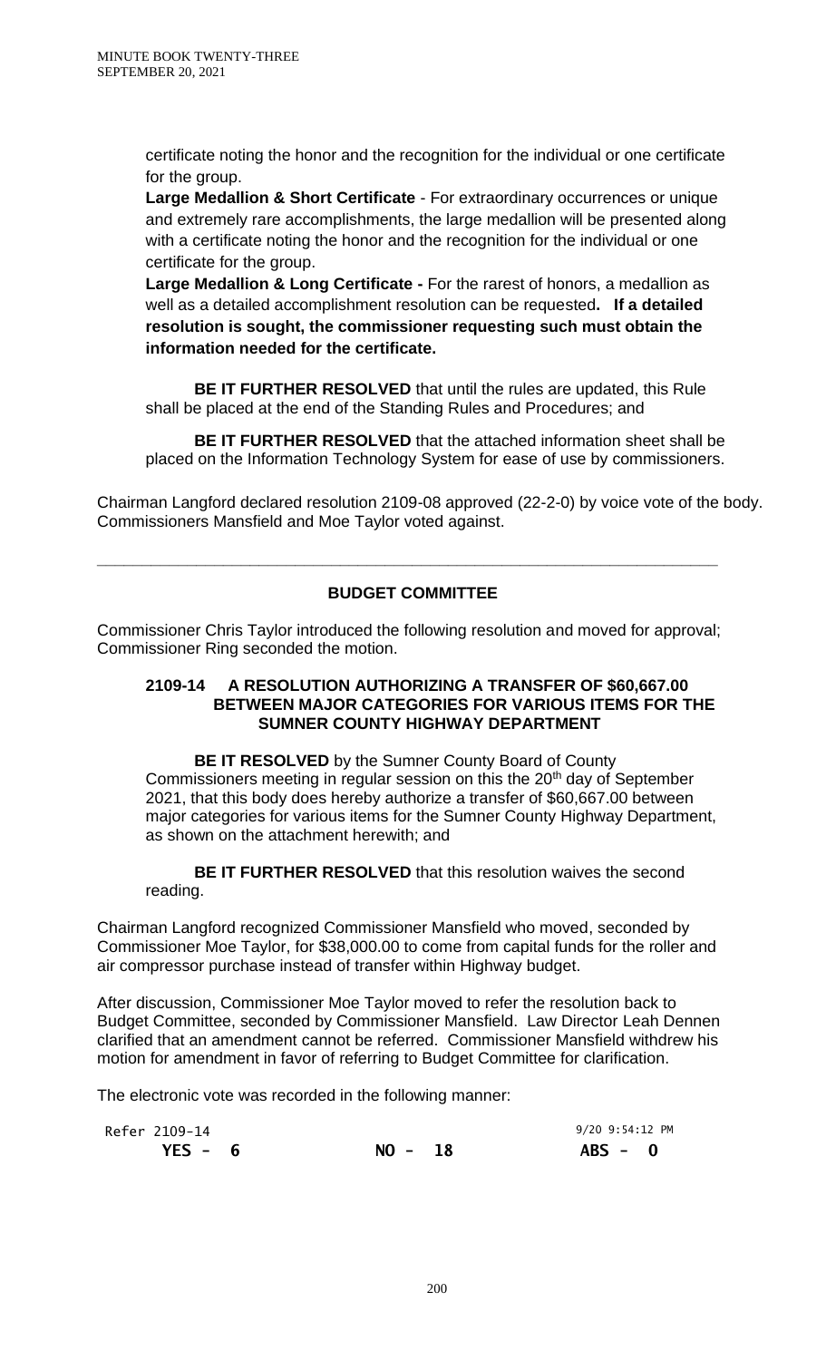certificate noting the honor and the recognition for the individual or one certificate for the group.

**Large Medallion & Short Certificate** - For extraordinary occurrences or unique and extremely rare accomplishments, the large medallion will be presented along with a certificate noting the honor and the recognition for the individual or one certificate for the group.

**Large Medallion & Long Certificate -** For the rarest of honors, a medallion as well as a detailed accomplishment resolution can be requested**. If a detailed resolution is sought, the commissioner requesting such must obtain the information needed for the certificate.**

**BE IT FURTHER RESOLVED** that until the rules are updated, this Rule shall be placed at the end of the Standing Rules and Procedures; and

**BE IT FURTHER RESOLVED** that the attached information sheet shall be placed on the Information Technology System for ease of use by commissioners.

Chairman Langford declared resolution 2109-08 approved (22-2-0) by voice vote of the body. Commissioners Mansfield and Moe Taylor voted against.

---

## BUDGET COMMITTEE

Commissioner Chris Taylor introduced the following resolution and moved for approval; Commissioner Ring seconded the motion.

### 2109-14 A RESOLUTION AUTHORIZING A TRANSFER OF $60,667.00 BETWEEN MAJOR CATEGORIES FOR VARIOUS ITEMS FOR THE SUMNER COUNTY HIGHWAY DEPARTMENT

**BE IT RESOLVED** by the Sumner County Board of County Commissioners meeting in regular session on this the 20th day of September 2021, that this body does hereby authorize a transfer of $60,667.00 between major categories for various items for the Sumner County Highway Department, as shown on the attachment herewith; and

**BE IT FURTHER RESOLVED** that this resolution waives the second reading.

Chairman Langford recognized Commissioner Mansfield who moved, seconded by Commissioner Moe Taylor, for $38,000.00 to come from capital funds for the roller and air compressor purchase instead of transfer within Highway budget.

After discussion, Commissioner Moe Taylor moved to refer the resolution back to Budget Committee, seconded by Commissioner Mansfield. Law Director Leah Dennen clarified that an amendment cannot be referred. Commissioner Mansfield withdrew his motion for amendment in favor of referring to Budget Committee for clarification.

The electronic vote was recorded in the following manner:

| Refer 2109-14 | | 9/20 9:54:12 PM |
|---|---|---|
| **YES - 6** | **NO - 18** | **ABS - 0** |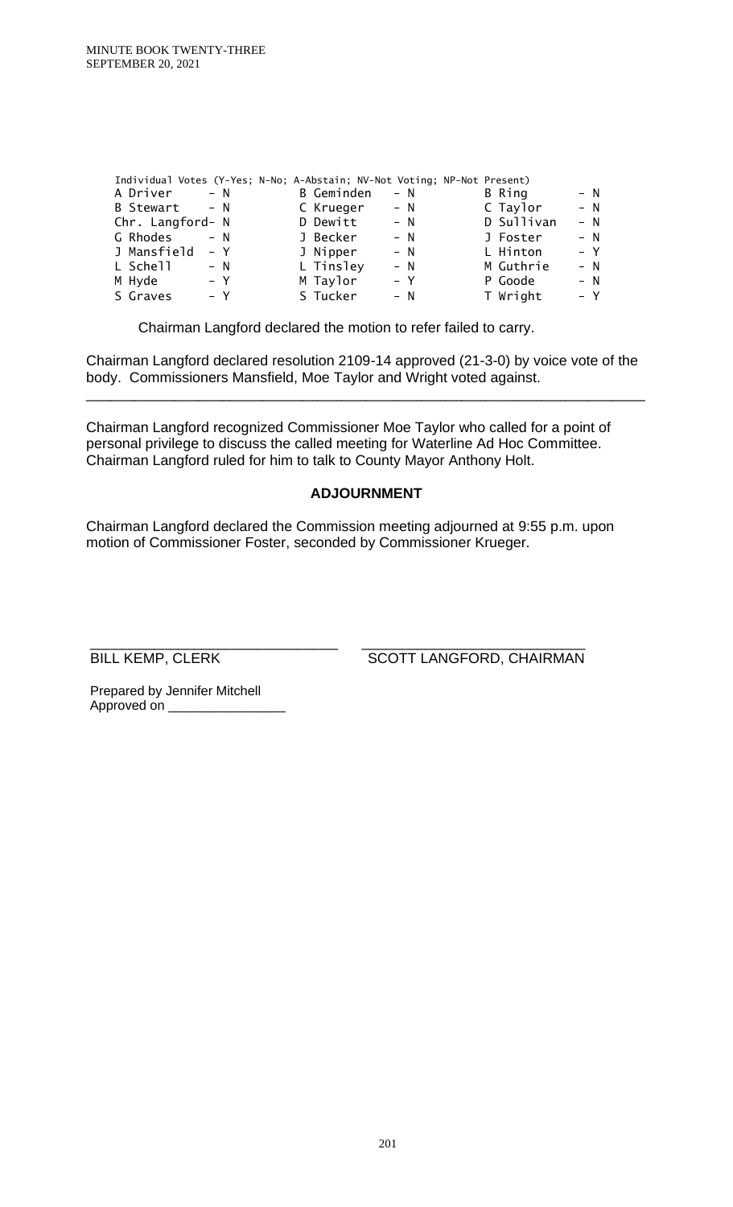Individual Votes (Y-Yes; N-No; A-Abstain; NV-Not Voting; NP-Not Present)

| | | | | | |
|---|---|---|---|---|---|
| A Driver | - N | B Geminden | - N | B Ring | - N |
| B Stewart | - N | C Krueger | - N | C Taylor | - N |
| Chr. Langford | - N | D Dewitt | - N | D Sullivan | - N |
| G Rhodes | - N | J Becker | - N | J Foster | - N |
| J Mansfield | - Y | J Nipper | - N | L Hinton | - Y |
| L Schell | - N | L Tinsley | - N | M Guthrie | - N |
| M Hyde | - Y | M Taylor | - Y | P Goode | - N |
| S Graves | - Y | S Tucker | - N | T Wright | - Y |

Chairman Langford declared the motion to refer failed to carry.

Chairman Langford declared resolution 2109-14 approved (21-3-0) by voice vote of the body. Commissioners Mansfield, Moe Taylor and Wright voted against.

---

Chairman Langford recognized Commissioner Moe Taylor who called for a point of personal privilege to discuss the called meeting for Waterline Ad Hoc Committee. Chairman Langford ruled for him to talk to County Mayor Anthony Holt.

**ADJOURNMENT**

Chairman Langford declared the Commission meeting adjourned at 9:55 p.m. upon motion of Commissioner Foster, seconded by Commissioner Krueger.

\_\_\_\_\_\_\_\_\_\_\_\_\_\_\_\_\_\_\_\_\_\_\_\_\_\_\_\_\_\_ \_\_\_\_\_\_\_\_\_\_\_\_\_\_\_\_\_\_\_\_\_\_\_\_\_\_\_\_\_\_

BILL KEMP, CLERK SCOTT LANGFORD, CHAIRMAN

Prepared by Jennifer Mitchell
Approved on \_\_\_\_\_\_\_\_\_\_\_\_\_\_\_\_